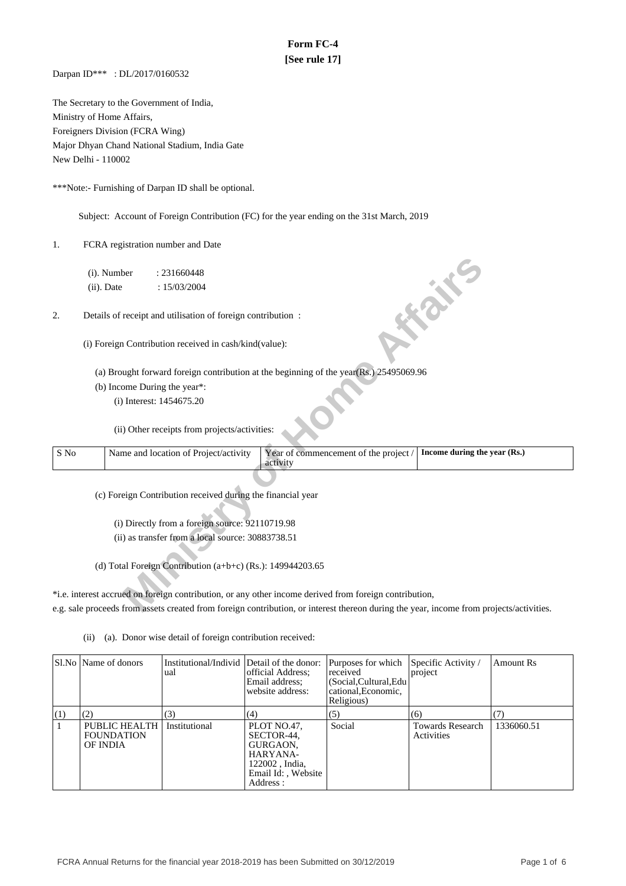# Form FC-4

**[See rule 17]**

Darpan ID*** : DL/2017/0160532

The Secretary to the Government of India,
Ministry of Home Affairs,
Foreigners Division (FCRA Wing)
Major Dhyan Chand National Stadium, India Gate
New Delhi - 110002

***Note:- Furnishing of Darpan ID shall be optional.

Subject: Account of Foreign Contribution (FC) for the year ending on the 31st March, 2019

1. FCRA registration number and Date

   (i). Number : 231660448
   (ii). Date : 15/03/2004

2. Details of receipt and utilisation of foreign contribution :

   (i) Foreign Contribution received in cash/kind(value):

   (a) Brought forward foreign contribution at the beginning of the year(Rs.) 25495069.96

   (b) Income During the year*:

   (i) Interest: 1454675.20

   (ii) Other receipts from projects/activities:

| S No | Name and location of Project/activity | Year of commencement of the project / activity | **Income during the year (Rs.)** |
|---|---|---|---|

(c) Foreign Contribution received during the financial year

(i) Directly from a foreign source: 92110719.98

(ii) as transfer from a local source: 30883738.51

(d) Total Foreign Contribution (a+b+c) (Rs.): 149944203.65

*i.e. interest accrued on foreign contribution, or any other income derived from foreign contribution, e.g. sale proceeds from assets created from foreign contribution, or interest thereon during the year, income from projects/activities.

(ii) (a). Donor wise detail of foreign contribution received:

| Sl.No | Name of donors | Institutional/Individual | Detail of the donor: official Address; Email address; website address: | Purposes for which received (Social,Cultural,Educational,Economic, Religious) | Specific Activity / project | Amount Rs |
|---|---|---|---|---|---|---|
| (1) | (2) | (3) | (4) | (5) | (6) | (7) |
| 1 | PUBLIC HEALTH FOUNDATION OF INDIA | Institutional | PLOT NO.47, SECTOR-44, GURGAON, HARYANA-122002 , India, Email Id: , Website Address : | Social | Towards Research Activities | 1336060.51 |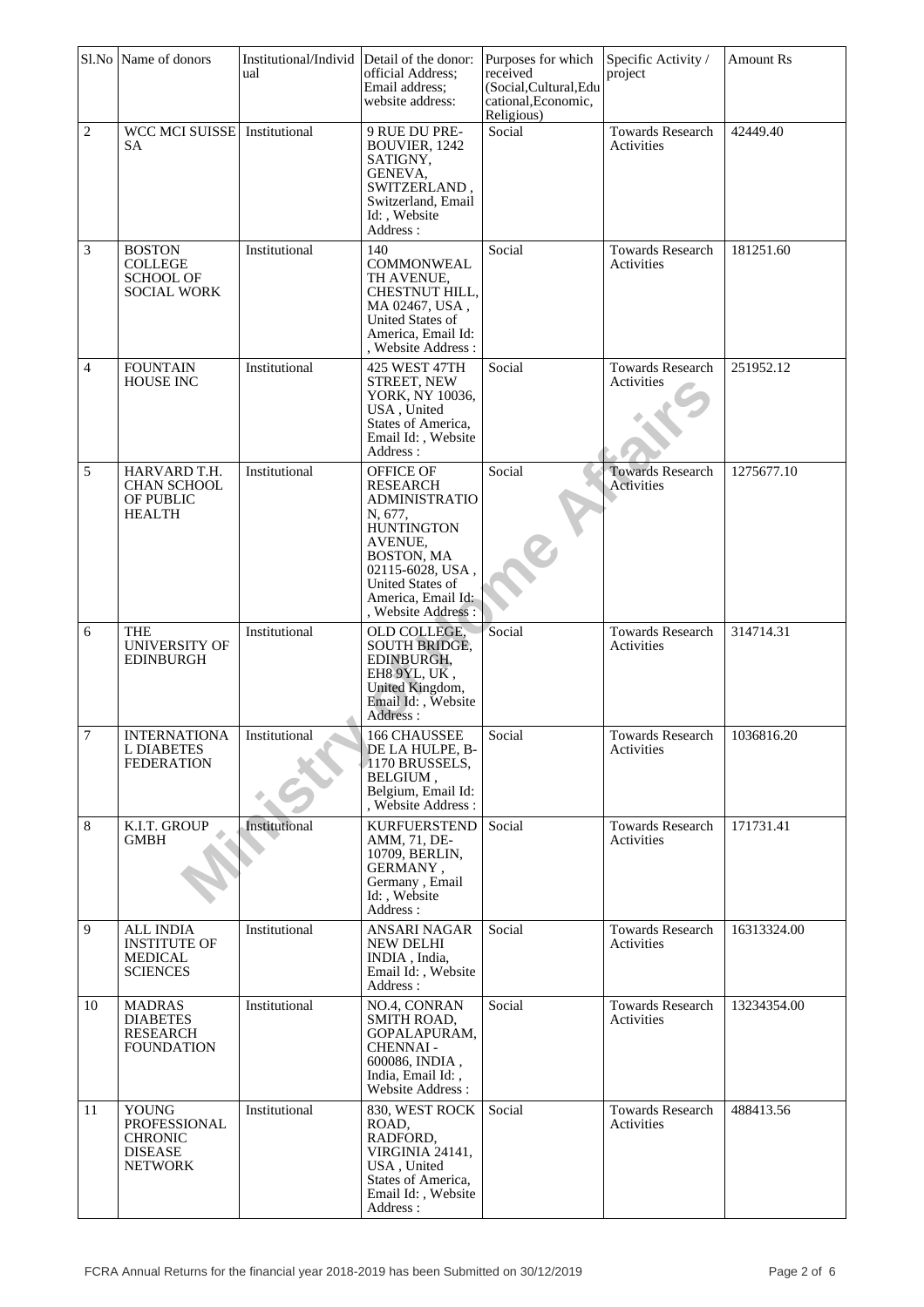| Sl.No | Name of donors | Institutional/Individual | Detail of the donor: official Address; Email address; website address: | Purposes for which received (Social,Cultural,Educational,Economic, Religious) | Specific Activity / project | Amount Rs |
|---|---|---|---|---|---|---|
| 2 | WCC MCI SUISSE SA | Institutional | 9 RUE DU PRE-BOUVIER, 1242 SATIGNY, GENEVA, SWITZERLAND , Switzerland, Email Id: , Website Address : | Social | Towards Research Activities | 42449.40 |
| 3 | BOSTON COLLEGE SCHOOL OF SOCIAL WORK | Institutional | 140 COMMONWEALTH AVENUE, CHESTNUT HILL, MA 02467, USA , United States of America, Email Id: , Website Address : | Social | Towards Research Activities | 181251.60 |
| 4 | FOUNTAIN HOUSE INC | Institutional | 425 WEST 47TH STREET, NEW YORK, NY 10036, USA , United States of America, Email Id: , Website Address : | Social | Towards Research Activities | 251952.12 |
| 5 | HARVARD T.H. CHAN SCHOOL OF PUBLIC HEALTH | Institutional | OFFICE OF RESEARCH ADMINISTRATION, 677, HUNTINGTON AVENUE, BOSTON, MA 02115-6028, USA , United States of America, Email Id: , Website Address : | Social | Towards Research Activities | 1275677.10 |
| 6 | THE UNIVERSITY OF EDINBURGH | Institutional | OLD COLLEGE, SOUTH BRIDGE, EDINBURGH, EH8 9YL, UK , United Kingdom, Email Id: , Website Address : | Social | Towards Research Activities | 314714.31 |
| 7 | INTERNATIONAL DIABETES FEDERATION | Institutional | 166 CHAUSSEE DE LA HULPE, B-1170 BRUSSELS, BELGIUM , Belgium, Email Id: , Website Address : | Social | Towards Research Activities | 1036816.20 |
| 8 | K.I.T. GROUP GMBH | Institutional | KURFUERSTENDAMM, 71, DE-10709, BERLIN, GERMANY , Germany , Email Id: , Website Address : | Social | Towards Research Activities | 171731.41 |
| 9 | ALL INDIA INSTITUTE OF MEDICAL SCIENCES | Institutional | ANSARI NAGAR NEW DELHI INDIA , India, Email Id: , Website Address : | Social | Towards Research Activities | 16313324.00 |
| 10 | MADRAS DIABETES RESEARCH FOUNDATION | Institutional | NO.4, CONRAN SMITH ROAD, GOPALAPURAM, CHENNAI - 600086, INDIA , India, Email Id: , Website Address : | Social | Towards Research Activities | 13234354.00 |
| 11 | YOUNG PROFESSIONAL CHRONIC DISEASE NETWORK | Institutional | 830, WEST ROCK ROAD, RADFORD, VIRGINIA 24141, USA , United States of America, Email Id: , Website Address : | Social | Towards Research Activities | 488413.56 |

FCRA Annual Returns for the financial year 2018-2019 has been Submitted on 30/12/2019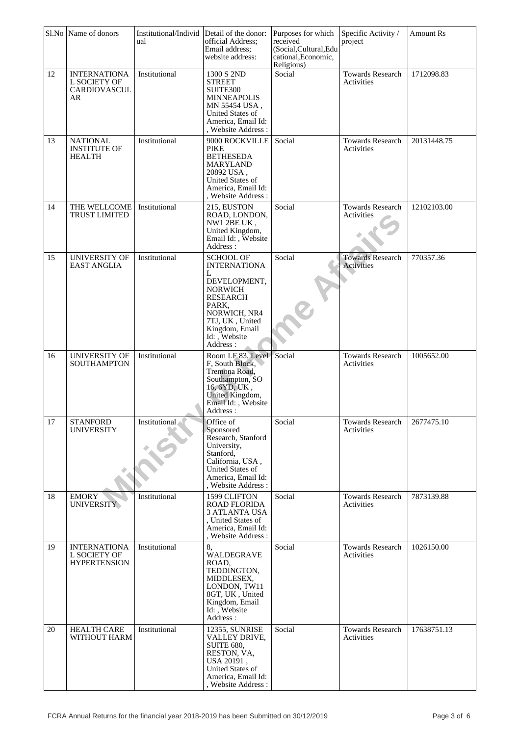| Sl.No | Name of donors | Institutional/Individual | Detail of the donor: official Address; Email address; website address: | Purposes for which received (Social,Cultural,Educational,Economic, Religious) | Specific Activity / project | Amount Rs |
|---|---|---|---|---|---|---|
| 12 | INTERNATIONAL SOCIETY OF CARDIOVASCULAR | Institutional | 1300 S 2ND STREET SUITE300 MINNEAPOLIS MN 55454 USA , United States of America, Email Id: , Website Address : | Social | Towards Research Activities | 1712098.83 |
| 13 | NATIONAL INSTITUTE OF HEALTH | Institutional | 9000 ROCKVILLE PIKE BETHESEDA MARYLAND 20892 USA , United States of America, Email Id: , Website Address : | Social | Towards Research Activities | 20131448.75 |
| 14 | THE WELLCOME TRUST LIMITED | Institutional | 215, EUSTON ROAD, LONDON, NW1 2BE UK , United Kingdom, Email Id: , Website Address : | Social | Towards Research Activities | 12102103.00 |
| 15 | UNIVERSITY OF EAST ANGLIA | Institutional | SCHOOL OF INTERNATIONAL DEVELOPMENT, NORWICH RESEARCH PARK, NORWICH, NR4 7TJ, UK , United Kingdom, Email Id: , Website Address : | Social | Towards Research Activities | 770357.36 |
| 16 | UNIVERSITY OF SOUTHAMPTON | Institutional | Room LF 83, Level F, South Block, Tremona Road, Southampton, SO 16, 6YD, UK , United Kingdom, Email Id: , Website Address : | Social | Towards Research Activities | 1005652.00 |
| 17 | STANFORD UNIVERSITY | Institutional | Office of Sponsored Research, Stanford University, Stanford, California, USA , United States of America, Email Id: , Website Address : | Social | Towards Research Activities | 2677475.10 |
| 18 | EMORY UNIVERSITY | Institutional | 1599 CLIFTON ROAD FLORIDA 3 ATLANTA USA , United States of America, Email Id: , Website Address : | Social | Towards Research Activities | 7873139.88 |
| 19 | INTERNATIONAL SOCIETY OF HYPERTENSION | Institutional | 8, WALDEGRAVE ROAD, TEDDINGTON, MIDDLESEX, LONDON, TW11 8GT, UK , United Kingdom, Email Id: , Website Address : | Social | Towards Research Activities | 1026150.00 |
| 20 | HEALTH CARE WITHOUT HARM | Institutional | 12355, SUNRISE VALLEY DRIVE, SUITE 680, RESTON, VA, USA 20191 , United States of America, Email Id: , Website Address : | Social | Towards Research Activities | 17638751.13 |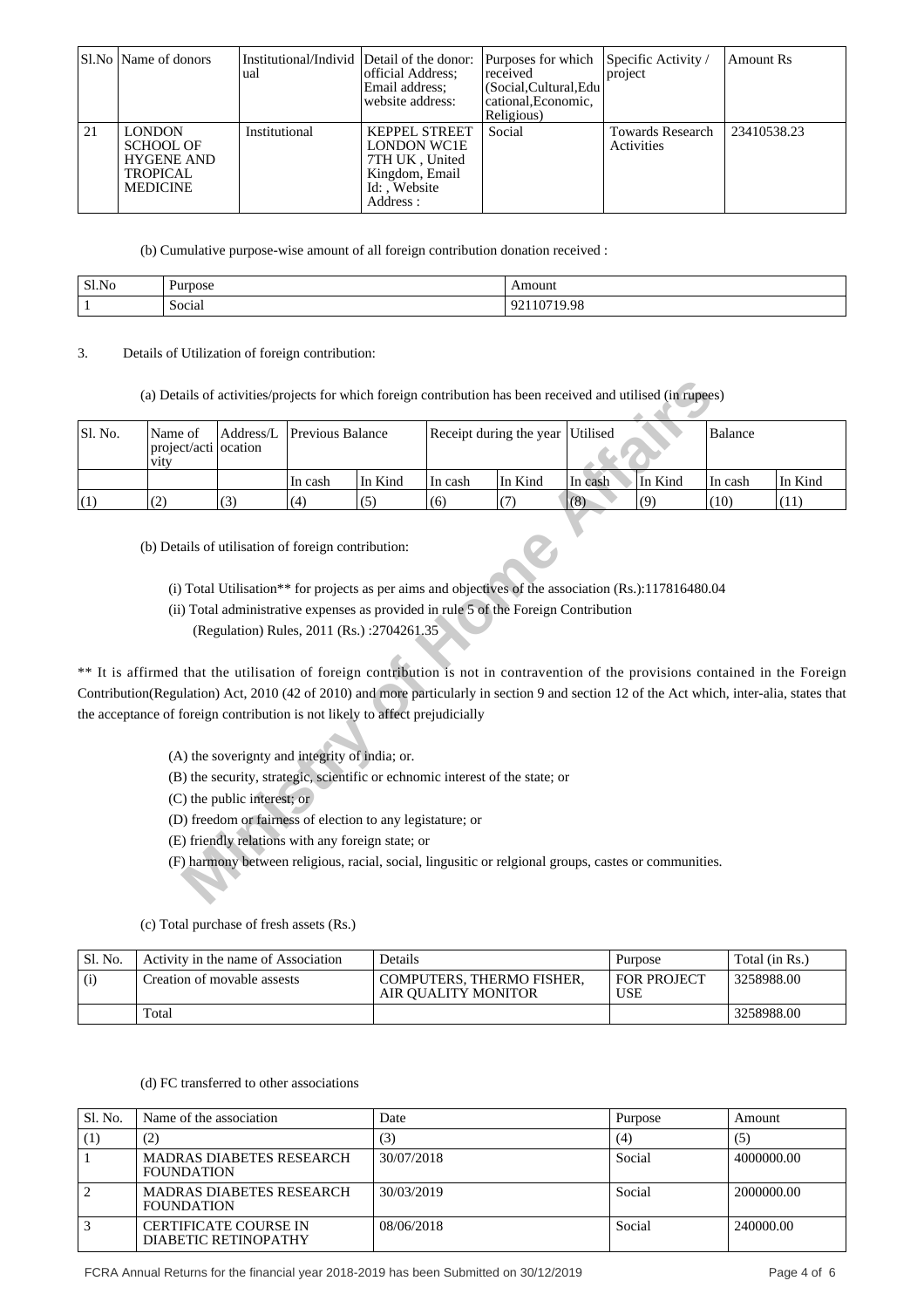| Sl.No | Name of donors | Institutional/Individual | Detail of the donor: official Address; Email address; website address: | Purposes for which received (Social,Cultural,Educational,Economic, Religious) | Specific Activity / project | Amount Rs |
|---|---|---|---|---|---|---|
| 21 | LONDON SCHOOL OF HYGENE AND TROPICAL MEDICINE | Institutional | KEPPEL STREET LONDON WC1E 7TH UK , United Kingdom, Email Id: , Website Address : | Social | Towards Research Activities | 23410538.23 |

(b) Cumulative purpose-wise amount of all foreign contribution donation received :

| Sl.No | Purpose | Amount |
|---|---|---|
| 1 | Social | 92110719.98 |

3. Details of Utilization of foreign contribution:

(a) Details of activities/projects for which foreign contribution has been received and utilised (in rupees)

| Sl. No. | Name of project/activity | Address/Location | Previous Balance | | Receipt during the year | | Utilised | | Balance | |
|---|---|---|---|---|---|---|---|---|---|---|
| | | | In cash | In Kind | In cash | In Kind | In cash | In Kind | In cash | In Kind |
| (1) | (2) | (3) | (4) | (5) | (6) | (7) | (8) | (9) | (10) | (11) |

(b) Details of utilisation of foreign contribution:

(i) Total Utilisation** for projects as per aims and objectives of the association (Rs.):117816480.04

(ii) Total administrative expenses as provided in rule 5 of the Foreign Contribution (Regulation) Rules, 2011 (Rs.) :2704261.35

** It is affirmed that the utilisation of foreign contribution is not in contravention of the provisions contained in the Foreign Contribution(Regulation) Act, 2010 (42 of 2010) and more particularly in section 9 and section 12 of the Act which, inter-alia, states that the acceptance of foreign contribution is not likely to affect prejudicially

(A) the soverignty and integrity of india; or.

(B) the security, strategic, scientific or echnomic interest of the state; or

(C) the public interest; or

(D) freedom or fairness of election to any legistature; or

(E) friendly relations with any foreign state; or

(F) harmony between religious, racial, social, lingusitic or relgional groups, castes or communities.

(c) Total purchase of fresh assets (Rs.)

| Sl. No. | Activity in the name of Association | Details | Purpose | Total (in Rs.) |
|---|---|---|---|---|
| (i) | Creation of movable assests | COMPUTERS, THERMO FISHER, AIR QUALITY MONITOR | FOR PROJECT USE | 3258988.00 |
| | Total | | | 3258988.00 |

(d) FC transferred to other associations

| Sl. No. | Name of the association | Date | Purpose | Amount |
|---|---|---|---|---|
| (1) | (2) | (3) | (4) | (5) |
| 1 | MADRAS DIABETES RESEARCH FOUNDATION | 30/07/2018 | Social | 4000000.00 |
| 2 | MADRAS DIABETES RESEARCH FOUNDATION | 30/03/2019 | Social | 2000000.00 |
| 3 | CERTIFICATE COURSE IN DIABETIC RETINOPATHY | 08/06/2018 | Social | 240000.00 |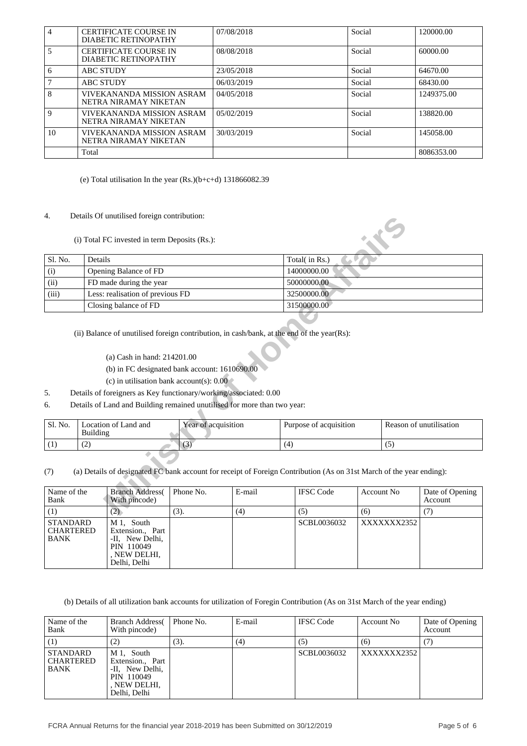| 4 | CERTIFICATE COURSE IN DIABETIC RETINOPATHY | 07/08/2018 | Social | 120000.00 |
|---|---|---|---|---|
| 5 | CERTIFICATE COURSE IN DIABETIC RETINOPATHY | 08/08/2018 | Social | 60000.00 |
| 6 | ABC STUDY | 23/05/2018 | Social | 64670.00 |
| 7 | ABC STUDY | 06/03/2019 | Social | 68430.00 |
| 8 | VIVEKANANDA MISSION ASRAM NETRA NIRAMAY NIKETAN | 04/05/2018 | Social | 1249375.00 |
| 9 | VIVEKANANDA MISSION ASRAM NETRA NIRAMAY NIKETAN | 05/02/2019 | Social | 138820.00 |
| 10 | VIVEKANANDA MISSION ASRAM NETRA NIRAMAY NIKETAN | 30/03/2019 | Social | 145058.00 |
| | Total | | | 8086353.00 |

(e) Total utilisation In the year (Rs.)(b+c+d) 131866082.39

4. Details Of unutilised foreign contribution:

(i) Total FC invested in term Deposits (Rs.):

| Sl. No. | Details | Total( in Rs.) |
|---|---|---|
| (i) | Opening Balance of FD | 14000000.00 |
| (ii) | FD made during the year | 50000000.00 |
| (iii) | Less: realisation of previous FD | 32500000.00 |
| | Closing balance of FD | 31500000.00 |

(ii) Balance of unutilised foreign contribution, in cash/bank, at the end of the year(Rs):

(a) Cash in hand: 214201.00

(b) in FC designated bank account: 1610690.00

(c) in utilisation bank account(s): 0.00

5. Details of foreigners as Key functionary/working/associated: 0.00

6. Details of Land and Building remained unutilised for more than two year:

| Sl. No. | Location of Land and Building | Year of acquisition | Purpose of acquisition | Reason of unutilisation |
|---|---|---|---|---|
| (1) | (2) | (3) | (4) | (5) |

(7) (a) Details of designated FC bank account for receipt of Foreign Contribution (As on 31st March of the year ending):

| Name of the Bank | Branch Address( With pincode) | Phone No. | E-mail | IFSC Code | Account No | Date of Opening Account |
|---|---|---|---|---|---|---|
| (1) | (2) | (3). | (4) | (5) | (6) | (7) |
| STANDARD CHARTERED BANK | M 1, South Extension., Part -II, New Delhi, PIN 110049 , NEW DELHI, Delhi, Delhi | | | SCBL0036032 | XXXXXXX2352 | |

(b) Details of all utilization bank accounts for utilization of Foregin Contribution (As on 31st March of the year ending)

| Name of the Bank | Branch Address( With pincode) | Phone No. | E-mail | IFSC Code | Account No | Date of Opening Account |
|---|---|---|---|---|---|---|
| (1) | (2) | (3). | (4) | (5) | (6) | (7) |
| STANDARD CHARTERED BANK | M 1, South Extension., Part -II, New Delhi, PIN 110049 , NEW DELHI, Delhi, Delhi | | | SCBL0036032 | XXXXXXX2352 | |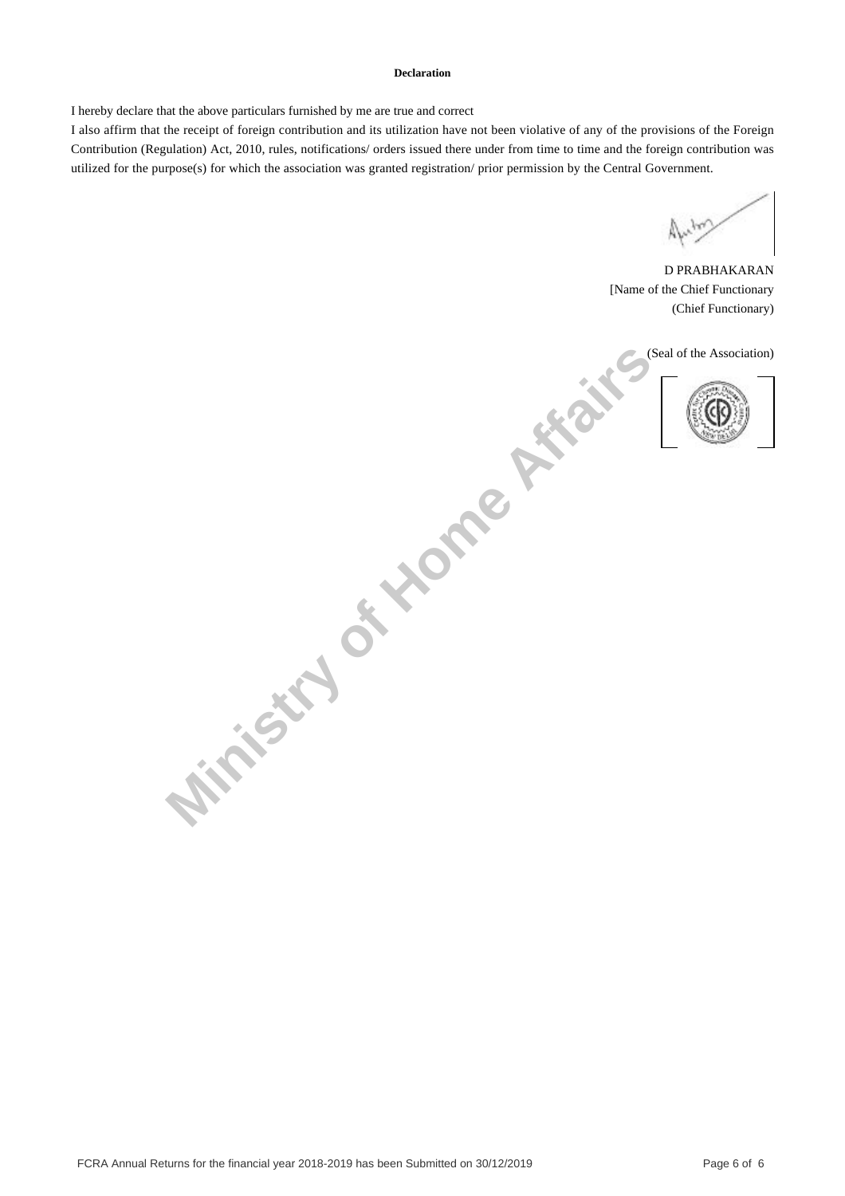**Declaration**

I hereby declare that the above particulars furnished by me are true and correct

I also affirm that the receipt of foreign contribution and its utilization have not been violative of any of the provisions of the Foreign Contribution (Regulation) Act, 2010, rules, notifications/ orders issued there under from time to time and the foreign contribution was utilized for the purpose(s) for which the association was granted registration/ prior permission by the Central Government.

D PRABHAKARAN
[Name of the Chief Functionary
(Chief Functionary)

(Seal of the Association)

FCRA Annual Returns for the financial year 2018-2019 has been Submitted on 30/12/2019